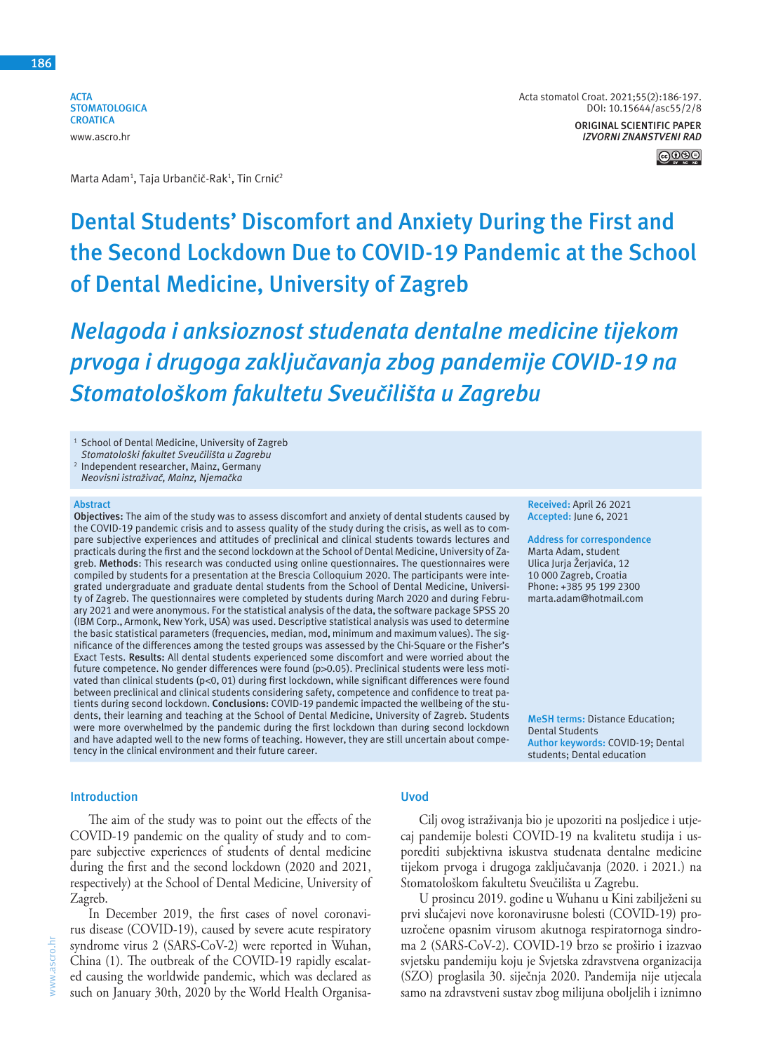ACTA STOMATOLOGICA CROATICA
www.ascro.hr

Acta stomatol Croat. 2021;55(2):186-197.
DOI: 10.15644/asc55/2/8

ORIGINAL SCIENTIFIC PAPER
*IZVORNI ZNANSTVENI RAD*

Marta Adam[1], Taja Urbančič-Rak[1], Tin Crnić[2]

# Dental Students' Discomfort and Anxiety During the First and the Second Lockdown Due to COVID-19 Pandemic at the School of Dental Medicine, University of Zagreb

# *Nelagoda i anksioznost studenata dentalne medicine tijekom prvoga i drugoga zaključavanja zbog pandemije COVID-19 na Stomatološkom fakultetu Sveučilišta u Zagrebu*

[1] School of Dental Medicine, University of Zagreb
*Stomatološki fakultet Sveučilišta u Zagrebu*
[2] Independent researcher, Mainz, Germany
*Neovisni istraživač, Mainz, Njemačka*

**Abstract**

**Objectives:** The aim of the study was to assess discomfort and anxiety of dental students caused by the COVID-19 pandemic crisis and to assess quality of the study during the crisis, as well as to compare subjective experiences and attitudes of preclinical and clinical students towards lectures and practicals during the first and the second lockdown at the School of Dental Medicine, University of Zagreb. **Methods**: This research was conducted using online questionnaires. The questionnaires were compiled by students for a presentation at the Brescia Colloquium 2020. The participants were integrated undergraduate and graduate dental students from the School of Dental Medicine, University of Zagreb. The questionnaires were completed by students during March 2020 and during February 2021 and were anonymous. For the statistical analysis of the data, the software package SPSS 20 (IBM Corp., Armonk, New York, USA) was used. Descriptive statistical analysis was used to determine the basic statistical parameters (frequencies, median, mod, minimum and maximum values). The significance of the differences among the tested groups was assessed by the Chi-Square or the Fisher's Exact Tests. **Results:** All dental students experienced some discomfort and were worried about the future competence. No gender differences were found ($p>0.05$). Preclinical students were less motivated than clinical students ($p<0,01$) during first lockdown, while significant differences were found between preclinical and clinical students considering safety, competence and confidence to treat patients during second lockdown. **Conclusions:** COVID-19 pandemic impacted the wellbeing of the students, their learning and teaching at the School of Dental Medicine, University of Zagreb. Students were more overwhelmed by the pandemic during the first lockdown than during second lockdown and have adapted well to the new forms of teaching. However, they are still uncertain about competency in the clinical environment and their future career.

**Received:** April 26 2021
**Accepted:** June 6, 2021

**Address for correspondence**
Marta Adam, student
Ulica Jurja Žerjavića, 12
10 000 Zagreb, Croatia
Phone: +385 95 199 2300
marta.adam@hotmail.com

**MeSH terms:** Distance Education; Dental Students
**Author keywords:** COVID-19; Dental students; Dental education

## Introduction

The aim of the study was to point out the effects of the COVID-19 pandemic on the quality of study and to compare subjective experiences of students of dental medicine during the first and the second lockdown (2020 and 2021, respectively) at the School of Dental Medicine, University of Zagreb.

In December 2019, the first cases of novel coronavirus disease (COVID-19), caused by severe acute respiratory syndrome virus 2 (SARS-CoV-2) were reported in Wuhan, China (1). The outbreak of the COVID-19 rapidly escalated causing the worldwide pandemic, which was declared as such on January 30th, 2020 by the World Health Organisa-

## Uvod

Cilj ovog istraživanja bio je upozoriti na posljedice i utjecaj pandemije bolesti COVID-19 na kvalitetu studija i usporediti subjektivna iskustva studenata dentalne medicine tijekom prvoga i drugoga zaključavanja (2020. i 2021.) na Stomatološkom fakultetu Sveučilišta u Zagrebu.

U prosincu 2019. godine u Wuhanu u Kini zabilježeni su prvi slučajevi nove koronavirusne bolesti (COVID-19) prouzročene opasnim virusom akutnoga respiratornoga sindroma 2 (SARS-CoV-2). COVID-19 brzo se proširio i izazvao svjetsku pandemiju koju je Svjetska zdravstvena organizacija (SZO) proglasila 30. siječnja 2020. Pandemija nije utjecala samo na zdravstveni sustav zbog milijuna oboljelih i iznimno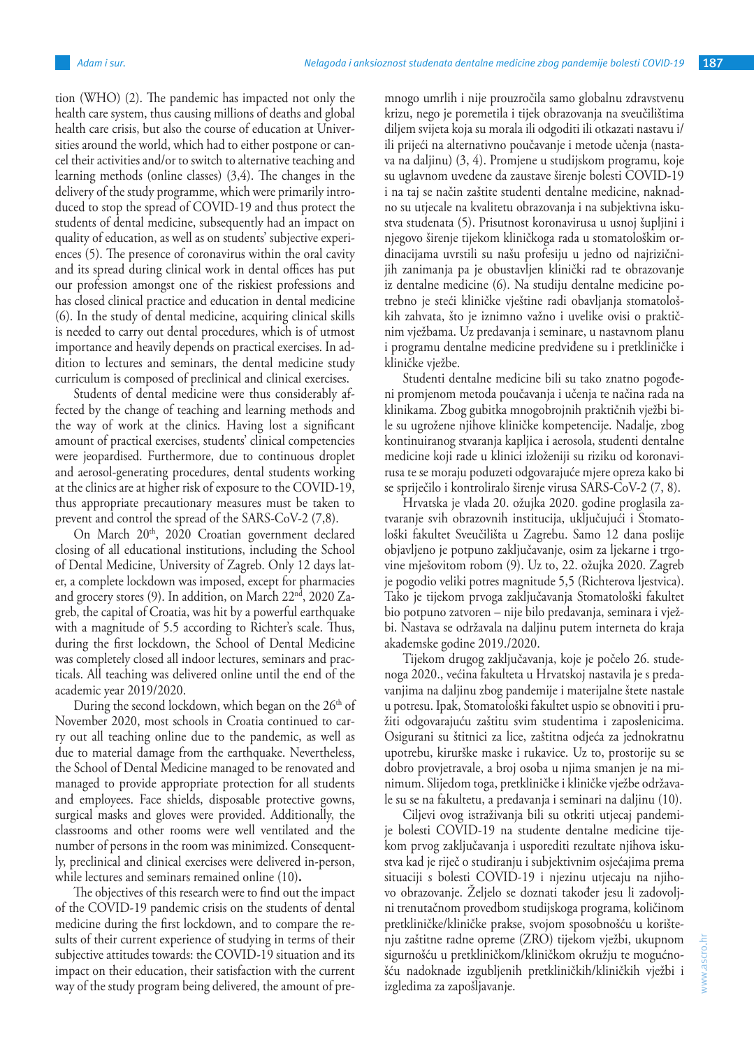tion (WHO) (2). The pandemic has impacted not only the health care system, thus causing millions of deaths and global health care crisis, but also the course of education at Universities around the world, which had to either postpone or cancel their activities and/or to switch to alternative teaching and learning methods (online classes) (3,4). The changes in the delivery of the study programme, which were primarily introduced to stop the spread of COVID-19 and thus protect the students of dental medicine, subsequently had an impact on quality of education, as well as on students' subjective experiences (5). The presence of coronavirus within the oral cavity and its spread during clinical work in dental offices has put our profession amongst one of the riskiest professions and has closed clinical practice and education in dental medicine (6). In the study of dental medicine, acquiring clinical skills is needed to carry out dental procedures, which is of utmost importance and heavily depends on practical exercises. In addition to lectures and seminars, the dental medicine study curriculum is composed of preclinical and clinical exercises.

Students of dental medicine were thus considerably affected by the change of teaching and learning methods and the way of work at the clinics. Having lost a significant amount of practical exercises, students' clinical competencies were jeopardised. Furthermore, due to continuous droplet and aerosol-generating procedures, dental students working at the clinics are at higher risk of exposure to the COVID-19, thus appropriate precautionary measures must be taken to prevent and control the spread of the SARS-CoV-2 (7,8).

On March 20th, 2020 Croatian government declared closing of all educational institutions, including the School of Dental Medicine, University of Zagreb. Only 12 days later, a complete lockdown was imposed, except for pharmacies and grocery stores (9). In addition, on March 22nd, 2020 Zagreb, the capital of Croatia, was hit by a powerful earthquake with a magnitude of 5.5 according to Richter's scale. Thus, during the first lockdown, the School of Dental Medicine was completely closed all indoor lectures, seminars and practicals. All teaching was delivered online until the end of the academic year 2019/2020.

During the second lockdown, which began on the 26th of November 2020, most schools in Croatia continued to carry out all teaching online due to the pandemic, as well as due to material damage from the earthquake. Nevertheless, the School of Dental Medicine managed to be renovated and managed to provide appropriate protection for all students and employees. Face shields, disposable protective gowns, surgical masks and gloves were provided. Additionally, the classrooms and other rooms were well ventilated and the number of persons in the room was minimized. Consequently, preclinical and clinical exercises were delivered in-person, while lectures and seminars remained online (10).

The objectives of this research were to find out the impact of the COVID-19 pandemic crisis on the students of dental medicine during the first lockdown, and to compare the results of their current experience of studying in terms of their subjective attitudes towards: the COVID-19 situation and its impact on their education, their satisfaction with the current way of the study program being delivered, the amount of pre-

mnogo umrlih i nije prouzročila samo globalnu zdravstvenu krizu, nego je poremetila i tijek obrazovanja na sveučilištima diljem svijeta koja su morala ili odgoditi ili otkazati nastavu i/ili prijeći na alternativno poučavanje i metode učenja (nastava na daljinu) (3, 4). Promjene u studijskom programu, koje su uglavnom uvedene da zaustave širenje bolesti COVID-19 i na taj se način zaštite studenti dentalne medicine, naknadno su utjecale na kvalitetu obrazovanja i na subjektivna iskustva studenata (5). Prisutnost koronavirusa u usnoj šupljini i njegovo širenje tijekom kliničkoga rada u stomatološkim ordinacijama uvrstili su našu profesiju u jedno od najrizičnijih zanimanja pa je obustavljen klinički rad te obrazovanje iz dentalne medicine (6). Na studiju dentalne medicine potrebno je steći kliničke vještine radi obavljanja stomatoloških zahvata, što je iznimno važno i uvelike ovisi o praktičnim vježbama. Uz predavanja i seminare, u nastavnom planu i programu dentalne medicine predviđene su i pretkliničke i kliničke vježbe.

Studenti dentalne medicine bili su tako znatno pogođeni promjenom metoda poučavanja i učenja te načina rada na klinikama. Zbog gubitka mnogobrojnih praktičnih vježbi bile su ugrožene njihove kliničke kompetencije. Nadalje, zbog kontinuiranog stvaranja kapljica i aerosola, studenti dentalne medicine koji rade u klinici izloženiji su riziku od koronavirusa te se moraju poduzeti odgovarajuće mjere opreza kako bi se spriječilo i kontroliralo širenje virusa SARS-CoV-2 (7, 8).

Hrvatska je vlada 20. ožujka 2020. godine proglasila zatvaranje svih obrazovnih institucija, uključujući i Stomatološki fakultet Sveučilišta u Zagrebu. Samo 12 dana poslije objavljeno je potpuno zaključavanje, osim za ljekarne i trgovine mješovitom robom (9). Uz to, 22. ožujka 2020. Zagreb je pogodio veliki potres magnitude 5,5 (Richterova ljestvica). Tako je tijekom prvoga zaključavanja Stomatološki fakultet bio potpuno zatvoren – nije bilo predavanja, seminara i vježbi. Nastava se održavala na daljinu putem interneta do kraja akademske godine 2019./2020.

Tijekom drugog zaključavanja, koje je počelo 26. studenoga 2020., većina fakulteta u Hrvatskoj nastavila je s predavanjima na daljinu zbog pandemije i materijalne štete nastale u potresu. Ipak, Stomatološki fakultet uspio se obnoviti i pružiti odgovarajuću zaštitu svim studentima i zaposlenicima. Osigurani su štitnici za lice, zaštitna odjeća za jednokratnu upotrebu, kirurške maske i rukavice. Uz to, prostorije su se dobro provjetravale, a broj osoba u njima smanjen je na minimum. Slijedom toga, pretkliničke i kliničke vježbe održavale su se na fakultetu, a predavanja i seminari na daljinu (10).

Ciljevi ovog istraživanja bili su otkriti utjecaj pandemije bolesti COVID-19 na studente dentalne medicine tijekom prvog zaključavanja i usporediti rezultate njihova iskustva kad je riječ o studiranju i subjektivnim osjećajima prema situaciji s bolesti COVID-19 i njezinu utjecaju na njihovo obrazovanje. Željelo se doznati također jesu li zadovoljni trenutačnom provedbom studijskoga programa, količinom pretkliničke/kliničke prakse, svojom sposobnošću u korištenju zaštitne radne opreme (ZRO) tijekom vježbi, ukupnom sigurnošću u pretkliničkom/kliničkom okružju te mogućnošću nadoknade izgubljenih pretkliničkih/kliničkih vježbi i izgledima za zapošljavanje.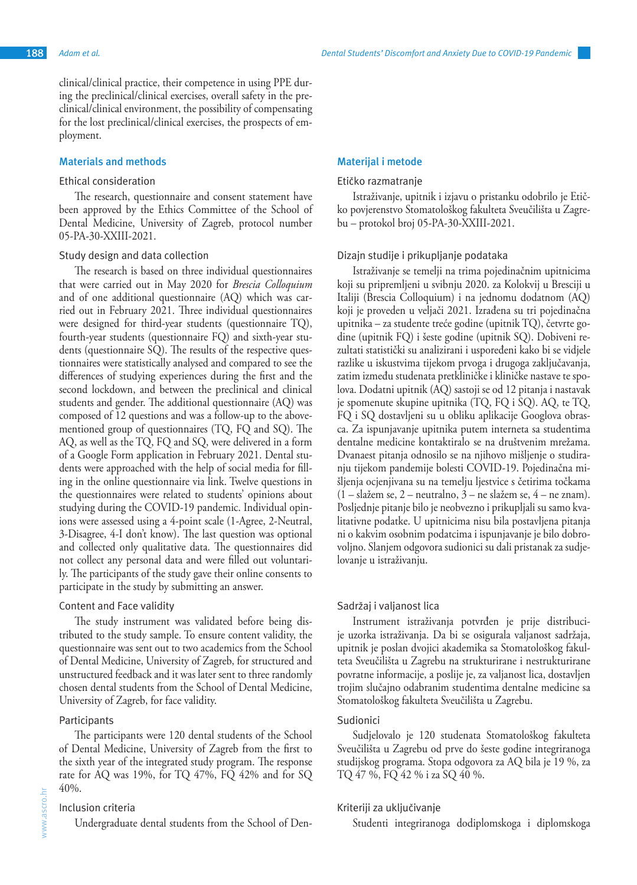clinical/clinical practice, their competence in using PPE during the preclinical/clinical exercises, overall safety in the preclinical/clinical environment, the possibility of compensating for the lost preclinical/clinical exercises, the prospects of employment.

## Materials and methods

### Ethical consideration

The research, questionnaire and consent statement have been approved by the Ethics Committee of the School of Dental Medicine, University of Zagreb, protocol number 05-PA-30-XXIII-2021.

### Study design and data collection

The research is based on three individual questionnaires that were carried out in May 2020 for *Brescia Colloquium* and of one additional questionnaire (AQ) which was carried out in February 2021. Three individual questionnaires were designed for third-year students (questionnaire TQ), fourth-year students (questionnaire FQ) and sixth-year students (questionnaire SQ). The results of the respective questionnaires were statistically analysed and compared to see the differences of studying experiences during the first and the second lockdown, and between the preclinical and clinical students and gender. The additional questionnaire (AQ) was composed of 12 questions and was a follow-up to the above-mentioned group of questionnaires (TQ, FQ and SQ). The AQ, as well as the TQ, FQ and SQ, were delivered in a form of a Google Form application in February 2021. Dental students were approached with the help of social media for filling in the online questionnaire via link. Twelve questions in the questionnaires were related to students' opinions about studying during the COVID-19 pandemic. Individual opinions were assessed using a 4-point scale (1-Agree, 2-Neutral, 3-Disagree, 4-I don't know). The last question was optional and collected only qualitative data. The questionnaires did not collect any personal data and were filled out voluntarily. The participants of the study gave their online consents to participate in the study by submitting an answer.

### Content and Face validity

The study instrument was validated before being distributed to the study sample. To ensure content validity, the questionnaire was sent out to two academics from the School of Dental Medicine, University of Zagreb, for structured and unstructured feedback and it was later sent to three randomly chosen dental students from the School of Dental Medicine, University of Zagreb, for face validity.

### Participants

The participants were 120 dental students of the School of Dental Medicine, University of Zagreb from the first to the sixth year of the integrated study program. The response rate for AQ was 19%, for TQ 47%, FQ 42% and for SQ 40%.

### Inclusion criteria

Undergraduate dental students from the School of Den-

## Materijal i metode

### Etičko razmatranje

Istraživanje, upitnik i izjavu o pristanku odobrilo je Etičko povjerenstvo Stomatološkog fakulteta Sveučilišta u Zagrebu – protokol broj 05-PA-30-XXIII-2021.

### Dizajn studije i prikupljanje podataka

Istraživanje se temelji na trima pojedinačnim upitnicima koji su pripremljeni u svibnju 2020. za Kolokvij u Bresciji u Italiji (Brescia Colloquium) i na jednomu dodatnom (AQ) koji je proveden u veljači 2021. Izrađena su tri pojedinačna upitnika – za studente treće godine (upitnik TQ), četvrte godine (upitnik FQ) i šeste godine (upitnik SQ). Dobiveni rezultati statistički su analizirani i uspoređeni kako bi se vidjele razlike u iskustvima tijekom prvoga i drugoga zaključavanja, zatim između studenata pretkliničke i kliničke nastave te spolova. Dodatni upitnik (AQ) sastoji se od 12 pitanja i nastavak je spomenute skupine upitnika (TQ, FQ i SQ). AQ, te TQ, FQ i SQ dostavljeni su u obliku aplikacije Googlova obrasca. Za ispunjavanje upitnika putem interneta sa studentima dentalne medicine kontaktiralo se na društvenim mrežama. Dvanaest pitanja odnosilo se na njihovo mišljenje o studiranju tijekom pandemije bolesti COVID-19. Pojedinačna mišljenja ocjenjivana su na temelju ljestvice s četirima točkama (1 – slažem se, 2 – neutralno, 3 – ne slažem se, 4 – ne znam). Posljednje pitanje bilo je neobvezno i prikupljali su samo kvalitativne podatke. U upitnicima nisu bila postavljena pitanja ni o kakvim osobnim podatcima i ispunjavanje je bilo dobrovoljno. Slanjem odgovora sudionici su dali pristanak za sudjelovanje u istraživanju.

### Sadržaj i valjanost lica

Instrument istraživanja potvrđen je prije distribucije uzorka istraživanja. Da bi se osigurala valjanost sadržaja, upitnik je poslan dvojici akademika sa Stomatološkog fakulteta Sveučilišta u Zagrebu na strukturirane i nestrukturirane povratne informacije, a poslije je, za valjanost lica, dostavljen trojim slučajno odabranim studentima dentalne medicine sa Stomatološkog fakulteta Sveučilišta u Zagrebu.

### Sudionici

Sudjelovalo je 120 studenata Stomatološkog fakulteta Sveučilišta u Zagrebu od prve do šeste godine integriranoga studijskog programa. Stopa odgovora za AQ bila je 19 %, za TQ 47 %, FQ 42 % i za SQ 40 %.

### Kriteriji za uključivanje

Studenti integriranoga dodiplomskoga i diplomskoga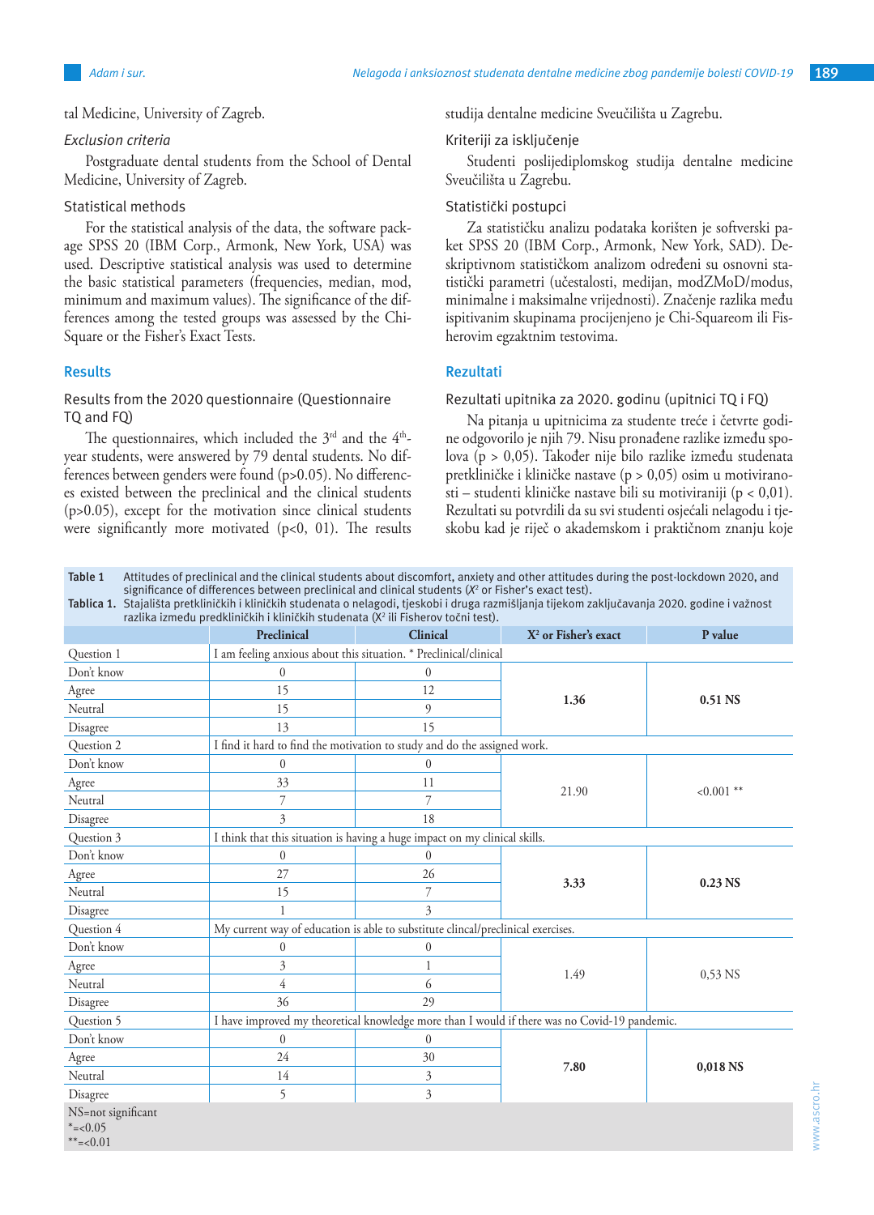tal Medicine, University of Zagreb.

*Exclusion criteria*

Postgraduate dental students from the School of Dental Medicine, University of Zagreb.

### Statistical methods

For the statistical analysis of the data, the software package SPSS 20 (IBM Corp., Armonk, New York, USA) was used. Descriptive statistical analysis was used to determine the basic statistical parameters (frequencies, median, mod, minimum and maximum values). The significance of the differences among the tested groups was assessed by the Chi-Square or the Fisher's Exact Tests.

## Results

### Results from the 2020 questionnaire (Questionnaire TQ and FQ)

The questionnaires, which included the 3[rd] and the 4[th]-year students, were answered by 79 dental students. No differences between genders were found (p>0.05). No differences existed between the preclinical and the clinical students (p>0.05), except for the motivation since clinical students were significantly more motivated (p<0, 01). The results

studija dentalne medicine Sveučilišta u Zagrebu.

### Kriteriji za isključenje

Studenti poslijediplomskog studija dentalne medicine Sveučilišta u Zagrebu.

### Statistički postupci

Za statističku analizu podataka korišten je softverski paket SPSS 20 (IBM Corp., Armonk, New York, SAD). Deskriptivnom statističkom analizom određeni su osnovni statistički parametri (učestalosti, medijan, modZMoD/modus, minimalne i maksimalne vrijednosti). Značenje razlika među ispitivanim skupinama procijenjeno je Chi-Squareom ili Fisherovim egzaktnim testovima.

## Rezultati

### Rezultati upitnika za 2020. godinu (upitnici TQ i FQ)

Na pitanja u upitnicima za studente treće i četvrte godine odgovorilo je njih 79. Nisu pronađene razlike između spolova (p > 0,05). Također nije bilo razlike između studenata pretkliničke i kliničke nastave (p > 0,05) osim u motiviranosti – studenti kliničke nastave bili su motiviraniji (p < 0,01). Rezultati su potvrdili da su svi studenti osjećali nelagodu i tjeskobu kad je riječ o akademskom i praktičnom znanju koje

**Table 1** Attitudes of preclinical and the clinical students about discomfort, anxiety and other attitudes during the post-lockdown 2020, and significance of differences between preclinical and clinical students ($X^2$ or Fisher's exact test).

**Tablica 1.** Stajališta pretkliničkih i kliničkih studenata o nelagodi, tjeskobi i druga razmišljanja tijekom zaključavanja 2020. godine i važnost razlika između predkliničkih i kliničkih studenata ($X^2$ ili Fisherov točni test).

| | Preclinical | Clinical | $X^2$ or Fisher's exact | P value |
|---|---|---|---|---|
| Question 1 | I am feeling anxious about this situation. * Preclinical/clinical | | | |
| Don't know | 0 | 0 | **1.36** | **0.51 NS** |
| Agree | 15 | 12 | | |
| Neutral | 15 | 9 | | |
| Disagree | 13 | 15 | | |
| Question 2 | I find it hard to find the motivation to study and do the assigned work. | | | |
| Don't know | 0 | 0 | 21.90 | <0.001 ** |
| Agree | 33 | 11 | | |
| Neutral | 7 | 7 | | |
| Disagree | 3 | 18 | | |
| Question 3 | I think that this situation is having a huge impact on my clinical skills. | | | |
| Don't know | 0 | 0 | **3.33** | **0.23 NS** |
| Agree | 27 | 26 | | |
| Neutral | 15 | 7 | | |
| Disagree | 1 | 3 | | |
| Question 4 | My current way of education is able to substitute clincal/preclinical exercises. | | | |
| Don't know | 0 | 0 | 1.49 | 0,53 NS |
| Agree | 3 | 1 | | |
| Neutral | 4 | 6 | | |
| Disagree | 36 | 29 | | |
| Question 5 | I have improved my theoretical knowledge more than I would if there was no Covid-19 pandemic. | | | |
| Don't know | 0 | 0 | **7.80** | **0,018 NS** |
| Agree | 24 | 30 | | |
| Neutral | 14 | 3 | | |
| Disagree | 5 | 3 | | |

NS=not significant
*=<0.05
**=<0.01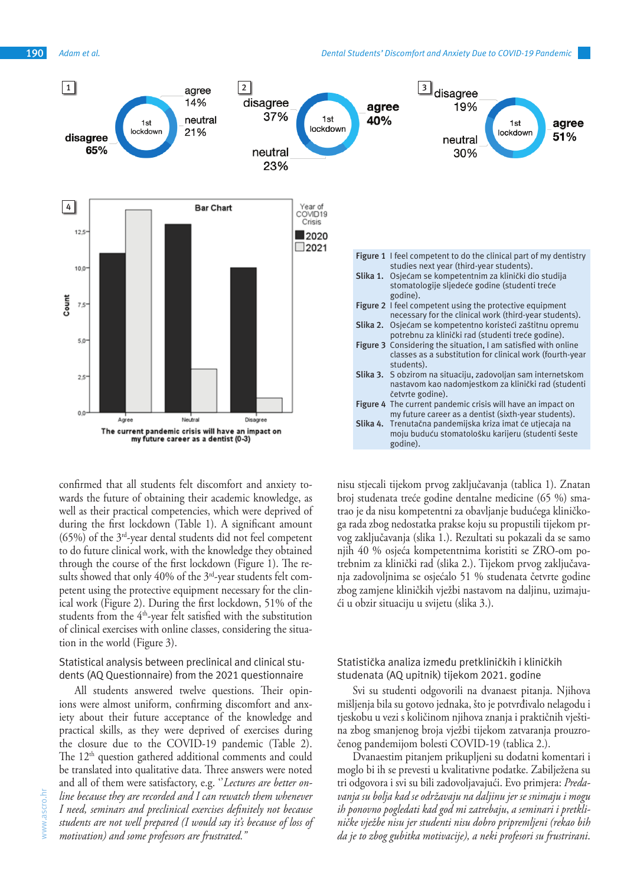Figure 1 I feel competent to do the clinical part of my dentistry studies next year (third-year students).

Slika 1. Osjećam se kompetentnim za klinički dio studija stomatologije sljedeće godine (studenti treće godine).

Figure 2 I feel competent using the protective equipment necessary for the clinical work (third-year students).

Slika 2. Osjećam se kompetentno koristeći zaštitnu opremu potrebnu za klinički rad (studenti treće godine).

Figure 3 Considering the situation, I am satisfied with online classes as a substitution for clinical work (fourth-year students).

Slika 3. S obzirom na situaciju, zadovoljan sam internetskom nastavom kao nadomjestkom za klinički rad (studenti četvrte godine).

Figure 4 The current pandemic crisis will have an impact on my future career as a dentist (sixth-year students).

Slika 4. Trenutačna pandemijska kriza imat će utjecaja na moju buduću stomatološku karijeru (studenti šeste godine).

confirmed that all students felt discomfort and anxiety towards the future of obtaining their academic knowledge, as well as their practical competencies, which were deprived of during the first lockdown (Table 1). A significant amount (65%) of the 3rd-year dental students did not feel competent to do future clinical work, with the knowledge they obtained through the course of the first lockdown (Figure 1). The results showed that only 40% of the 3rd-year students felt competent using the protective equipment necessary for the clinical work (Figure 2). During the first lockdown, 51% of the students from the 4th-year felt satisfied with the substitution of clinical exercises with online classes, considering the situation in the world (Figure 3).

## Statistical analysis between preclinical and clinical students (AQ Questionnaire) from the 2021 questionnaire

All students answered twelve questions. Their opinions were almost uniform, confirming discomfort and anxiety about their future acceptance of the knowledge and practical skills, as they were deprived of exercises during the closure due to the COVID-19 pandemic (Table 2). The 12th question gathered additional comments and could be translated into qualitative data. Three answers were noted and all of them were satisfactory, e.g. *"Lectures are better online because they are recorded and I can rewatch them whenever I need, seminars and preclinical exercises definitely not because students are not well prepared (I would say it's because of loss of motivation) and some professors are frustrated."*

nisu stjecali tijekom prvog zaključavanja (tablica 1). Znatan broj studenata treće godine dentalne medicine (65 %) smatrao je da nisu kompetentni za obavljanje budućega kliničkoga rada zbog nedostatka prakse koju su propustili tijekom prvog zaključavanja (slika 1.). Rezultati su pokazali da se samo njih 40 % osjeća kompetentnima koristiti se ZRO-om potrebnim za klinički rad (slika 2.). Tijekom prvog zaključavanja zadovoljnima se osjećalo 51 % studenata četvrte godine zbog zamjene kliničkih vježbi nastavom na daljinu, uzimajući u obzir situaciju u svijetu (slika 3.).

## Statistička analiza između pretkliničkih i kliničkih studenata (AQ upitnik) tijekom 2021. godine

Svi su studenti odgovorili na dvanaest pitanja. Njihova mišljenja bila su gotovo jednaka, što je potvrđivalo nelagodu i tjeskobu u vezi s količinom njihova znanja i praktičnih vještina zbog smanjenog broja vježbi tijekom zatvaranja prouzročenog pandemijom bolesti COVID-19 (tablica 2.).

Dvanaestim pitanjem prikupljeni su dodatni komentari i moglo bi ih se prevesti u kvalitativne podatke. Zabilježena su tri odgovora i svi su bili zadovoljavajući. Evo primjera: *Predavanja su bolja kad se održavaju na daljinu jer se snimaju i mogu ih ponovno pogledati kad god mi zatrebaju, a seminari i pretkliničke vježbe nisu jer studenti nisu dobro pripremljeni (rekao bih da je to zbog gubitka motivacije), a neki profesori su frustrirani.*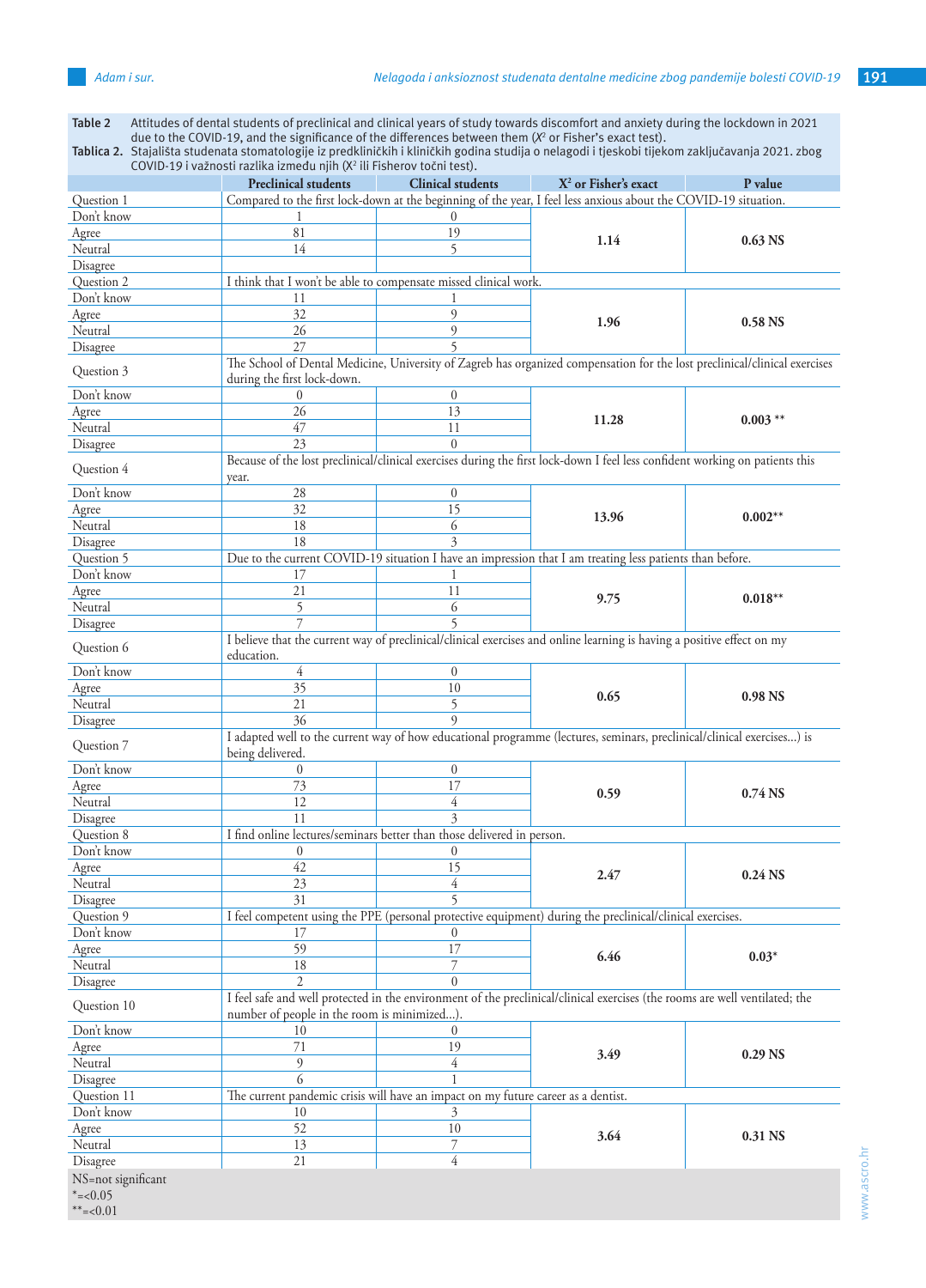**Table 2** Attitudes of dental students of preclinical and clinical years of study towards discomfort and anxiety during the lockdown in 2021 due to the COVID-19, and the significance of the differences between them ($X^2$ or Fisher's exact test).

**Tablica 2.** Stajališta studenata stomatologije iz predkliničkih i kliničkih godina studija o nelagodi i tjeskobi tijekom zaključavanja 2021. zbog COVID-19 i važnosti razlika između njih ($X^2$ ili Fisherov točni test).

| | Preclinical students | Clinical students | $X^2$ or Fisher's exact | P value |
|---|---|---|---|---|
| Question 1 | Compared to the first lock-down at the beginning of the year, I feel less anxious about the COVID-19 situation. | | | |
| Don't know | 1 | 0 | **1.14** | **0.63 NS** |
| Agree | 81 | 19 | | |
| Neutral | 14 | 5 | | |
| Disagree | | | | |
| Question 2 | I think that I won't be able to compensate missed clinical work. | | | |
| Don't know | 11 | 1 | **1.96** | **0.58 NS** |
| Agree | 32 | 9 | | |
| Neutral | 26 | 9 | | |
| Disagree | 27 | 5 | | |
| Question 3 | The School of Dental Medicine, University of Zagreb has organized compensation for the lost preclinical/clinical exercises during the first lock-down. | | | |
| Don't know | 0 | 0 | **11.28** | **0.003 \*\*** |
| Agree | 26 | 13 | | |
| Neutral | 47 | 11 | | |
| Disagree | 23 | 0 | | |
| Question 4 | Because of the lost preclinical/clinical exercises during the first lock-down I feel less confident working on patients this year. | | | |
| Don't know | 28 | 0 | **13.96** | **0.002\*\*** |
| Agree | 32 | 15 | | |
| Neutral | 18 | 6 | | |
| Disagree | 18 | 3 | | |
| Question 5 | Due to the current COVID-19 situation I have an impression that I am treating less patients than before. | | | |
| Don't know | 17 | 1 | **9.75** | **0.018\*\*** |
| Agree | 21 | 11 | | |
| Neutral | 5 | 6 | | |
| Disagree | 7 | 5 | | |
| Question 6 | I believe that the current way of preclinical/clinical exercises and online learning is having a positive effect on my education. | | | |
| Don't know | 4 | 0 | **0.65** | **0.98 NS** |
| Agree | 35 | 10 | | |
| Neutral | 21 | 5 | | |
| Disagree | 36 | 9 | | |
| Question 7 | I adapted well to the current way of how educational programme (lectures, seminars, preclinical/clinical exercises...) is being delivered. | | | |
| Don't know | 0 | 0 | **0.59** | **0.74 NS** |
| Agree | 73 | 17 | | |
| Neutral | 12 | 4 | | |
| Disagree | 11 | 3 | | |
| Question 8 | I find online lectures/seminars better than those delivered in person. | | | |
| Don't know | 0 | 0 | **2.47** | **0.24 NS** |
| Agree | 42 | 15 | | |
| Neutral | 23 | 4 | | |
| Disagree | 31 | 5 | | |
| Question 9 | I feel competent using the PPE (personal protective equipment) during the preclinical/clinical exercises. | | | |
| Don't know | 17 | 0 | **6.46** | **0.03\*** |
| Agree | 59 | 17 | | |
| Neutral | 18 | 7 | | |
| Disagree | 2 | 0 | | |
| Question 10 | I feel safe and well protected in the environment of the preclinical/clinical exercises (the rooms are well ventilated; the number of people in the room is minimized...). | | | |
| Don't know | 10 | 0 | **3.49** | **0.29 NS** |
| Agree | 71 | 19 | | |
| Neutral | 9 | 4 | | |
| Disagree | 6 | 1 | | |
| Question 11 | The current pandemic crisis will have an impact on my future career as a dentist. | | | |
| Don't know | 10 | 3 | **3.64** | **0.31 NS** |
| Agree | 52 | 10 | | |
| Neutral | 13 | 7 | | |
| Disagree | 21 | 4 | | |

NS=not significant
*=<0.05
**=<0.01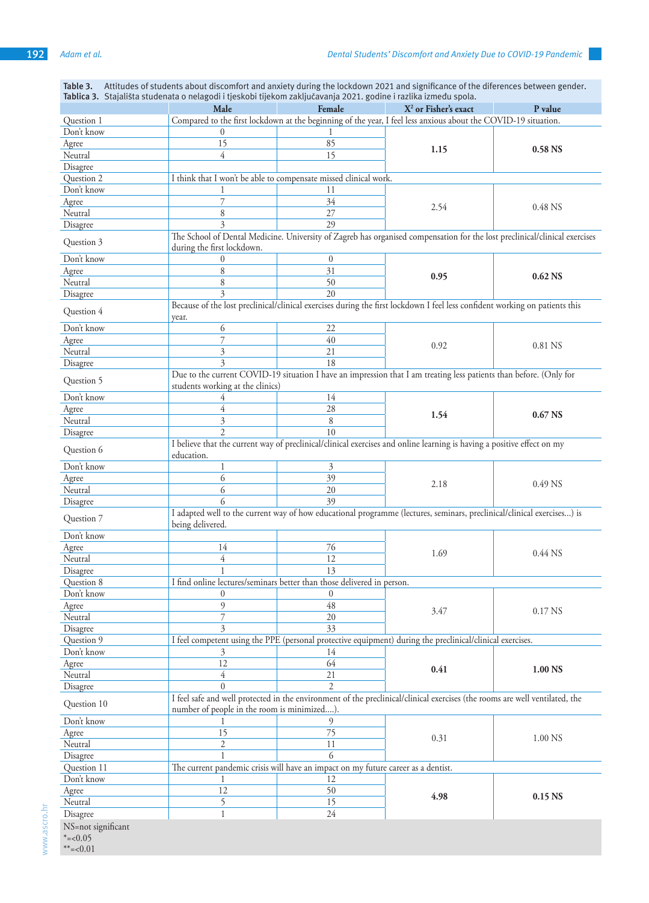**Table 3.** Attitudes of students about discomfort and anxiety during the lockdown 2021 and significance of the diferences between gender.
**Tablica 3.** Stajališta studenata o nelagodi i tjeskobi tijekom zaključavanja 2021. godine i razlika između spola.

| | Male | Female | $X^2$ or Fisher's exact | P value |
|---|---|---|---|---|
| Question 1 | Compared to the first lockdown at the beginning of the year, I feel less anxious about the COVID-19 situation. | | | |
| Don't know | 0 | 1 | **1.15** | **0.58 NS** |
| Agree | 15 | 85 | | |
| Neutral | 4 | 15 | | |
| Disagree | | | | |
| Question 2 | I think that I won't be able to compensate missed clinical work. | | | |
| Don't know | 1 | 11 | 2.54 | 0.48 NS |
| Agree | 7 | 34 | | |
| Neutral | 8 | 27 | | |
| Disagree | 3 | 29 | | |
| Question 3 | The School of Dental Medicine. University of Zagreb has organised compensation for the lost preclinical/clinical exercises during the first lockdown. | | | |
| Don't know | 0 | 0 | **0.95** | **0.62 NS** |
| Agree | 8 | 31 | | |
| Neutral | 8 | 50 | | |
| Disagree | 3 | 20 | | |
| Question 4 | Because of the lost preclinical/clinical exercises during the first lockdown I feel less confident working on patients this year. | | | |
| Don't know | 6 | 22 | 0.92 | 0.81 NS |
| Agree | 7 | 40 | | |
| Neutral | 3 | 21 | | |
| Disagree | 3 | 18 | | |
| Question 5 | Due to the current COVID-19 situation I have an impression that I am treating less patients than before. (Only for students working at the clinics) | | | |
| Don't know | 4 | 14 | **1.54** | **0.67 NS** |
| Agree | 4 | 28 | | |
| Neutral | 3 | 8 | | |
| Disagree | 2 | 10 | | |
| Question 6 | I believe that the current way of preclinical/clinical exercises and online learning is having a positive effect on my education. | | | |
| Don't know | 1 | 3 | 2.18 | 0.49 NS |
| Agree | 6 | 39 | | |
| Neutral | 6 | 20 | | |
| Disagree | 6 | 39 | | |
| Question 7 | I adapted well to the current way of how educational programme (lectures, seminars, preclinical/clinical exercises...) is being delivered. | | | |
| Don't know | | | 1.69 | 0.44 NS |
| Agree | 14 | 76 | | |
| Neutral | 4 | 12 | | |
| Disagree | 1 | 13 | | |
| Question 8 | I find online lectures/seminars better than those delivered in person. | | | |
| Don't know | 0 | 0 | 3.47 | 0.17 NS |
| Agree | 9 | 48 | | |
| Neutral | 7 | 20 | | |
| Disagree | 3 | 33 | | |
| Question 9 | I feel competent using the PPE (personal protective equipment) during the preclinical/clinical exercises. | | | |
| Don't know | 3 | 14 | **0.41** | **1.00 NS** |
| Agree | 12 | 64 | | |
| Neutral | 4 | 21 | | |
| Disagree | 0 | 2 | | |
| Question 10 | I feel safe and well protected in the environment of the preclinical/clinical exercises (the rooms are well ventilated, the number of people in the room is minimized....). | | | |
| Don't know | 1 | 9 | 0.31 | 1.00 NS |
| Agree | 15 | 75 | | |
| Neutral | 2 | 11 | | |
| Disagree | 1 | 6 | | |
| Question 11 | The current pandemic crisis will have an impact on my future career as a dentist. | | | |
| Don't know | 1 | 12 | **4.98** | **0.15 NS** |
| Agree | 12 | 50 | | |
| Neutral | 5 | 15 | | |
| Disagree | 1 | 24 | | |

NS=not significant
*=<0.05
**=<0.01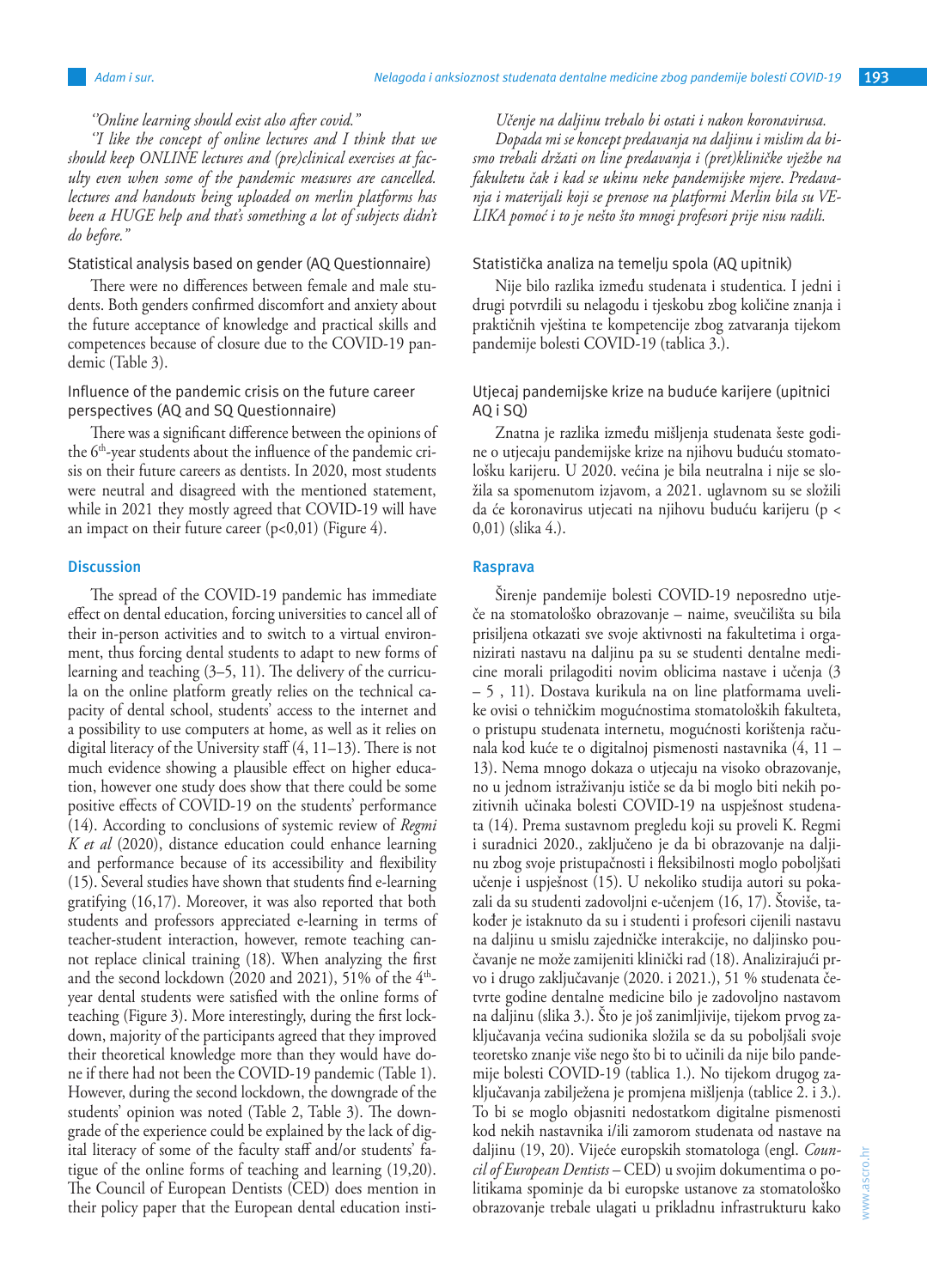*"Online learning should exist also after covid."*

*"I like the concept of online lectures and I think that we should keep ONLINE lectures and (pre)clinical exercises at faculty even when some of the pandemic measures are cancelled. lectures and handouts being uploaded on merlin platforms has been a HUGE help and that's something a lot of subjects didn't do before."*

### Statistical analysis based on gender (AQ Questionnaire)

There were no differences between female and male students. Both genders confirmed discomfort and anxiety about the future acceptance of knowledge and practical skills and competences because of closure due to the COVID-19 pandemic (Table 3).

### Influence of the pandemic crisis on the future career perspectives (AQ and SQ Questionnaire)

There was a significant difference between the opinions of the 6th-year students about the influence of the pandemic crisis on their future careers as dentists. In 2020, most students were neutral and disagreed with the mentioned statement, while in 2021 they mostly agreed that COVID-19 will have an impact on their future career ($p<0{,}01$) (Figure 4).

## Discussion

The spread of the COVID-19 pandemic has immediate effect on dental education, forcing universities to cancel all of their in-person activities and to switch to a virtual environment, thus forcing dental students to adapt to new forms of learning and teaching (3–5, 11). The delivery of the curricula on the online platform greatly relies on the technical capacity of dental school, students' access to the internet and a possibility to use computers at home, as well as it relies on digital literacy of the University staff (4, 11–13). There is not much evidence showing a plausible effect on higher education, however one study does show that there could be some positive effects of COVID-19 on the students' performance (14). According to conclusions of systemic review of *Regmi K et al* (2020), distance education could enhance learning and performance because of its accessibility and flexibility (15). Several studies have shown that students find e-learning gratifying (16,17). Moreover, it was also reported that both students and professors appreciated e-learning in terms of teacher-student interaction, however, remote teaching cannot replace clinical training (18). When analyzing the first and the second lockdown (2020 and 2021), 51% of the 4th-year dental students were satisfied with the online forms of teaching (Figure 3). More interestingly, during the first lockdown, majority of the participants agreed that they improved their theoretical knowledge more than they would have done if there had not been the COVID-19 pandemic (Table 1). However, during the second lockdown, the downgrade of the students' opinion was noted (Table 2, Table 3). The downgrade of the experience could be explained by the lack of digital literacy of some of the faculty staff and/or students' fatigue of the online forms of teaching and learning (19,20). The Council of European Dentists (CED) does mention in their policy paper that the European dental education insti-

*Učenje na daljinu trebalo bi ostati i nakon koronavirusa.*

*Dopada mi se koncept predavanja na daljinu i mislim da bismo trebali držati on line predavanja i (pret)kliničke vježbe na fakultetu čak i kad se ukinu neke pandemijske mjere. Predavanja i materijali koji se prenose na platformi Merlin bila su VELIKA pomoć i to je nešto što mnogi profesori prije nisu radili.*

### Statistička analiza na temelju spola (AQ upitnik)

Nije bilo razlika između studenata i studentica. I jedni i drugi potvrdili su nelagodu i tjeskobu zbog količine znanja i praktičnih vještina te kompetencije zbog zatvaranja tijekom pandemije bolesti COVID-19 (tablica 3.).

### Utjecaj pandemijske krize na buduće karijere (upitnici AQ i SQ)

Znatna je razlika između mišljenja studenata šeste godine o utjecaju pandemijske krize na njihovu buduću stomatološku karijeru. U 2020. većina je bila neutralna i nije se složila sa spomenutom izjavom, a 2021. uglavnom su se složili da će koronavirus utjecati na njihovu buduću karijeru ($p < 0{,}01$) (slika 4.).

## Rasprava

Širenje pandemije bolesti COVID-19 neposredno utječe na stomatološko obrazovanje – naime, sveučilišta su bila prisiljena otkazati sve svoje aktivnosti na fakultetima i organizirati nastavu na daljinu pa su se studenti dentalne medicine morali prilagoditi novim oblicima nastave i učenja (3 – 5 , 11). Dostava kurikula na on line platformama uvelike ovisi o tehničkim mogućnostima stomatoloških fakulteta, o pristupu studenata internetu, mogućnosti korištenja računala kod kuće te o digitalnoj pismenosti nastavnika (4, 11 – 13). Nema mnogo dokaza o utjecaju na visoko obrazovanje, no u jednom istraživanju ističe se da bi moglo biti nekih pozitivnih učinaka bolesti COVID-19 na uspješnost studenata (14). Prema sustavnom pregledu koji su proveli K. Regmi i suradnici 2020., zaključeno je da bi obrazovanje na daljinu zbog svoje pristupačnosti i fleksibilnosti moglo poboljšati učenje i uspješnost (15). U nekoliko studija autori su pokazali da su studenti zadovoljni e-učenjem (16, 17). Štoviše, također je istaknuto da su i studenti i profesori cijenili nastavu na daljinu u smislu zajedničke interakcije, no daljinsko poučavanje ne može zamijeniti klinički rad (18). Analizirajući prvo i drugo zaključavanje (2020. i 2021.), 51 % studenata četvrte godine dentalne medicine bilo je zadovoljno nastavom na daljinu (slika 3.). Što je još zanimljivije, tijekom prvog zaključavanja većina sudionika složila se da su poboljšali svoje teoretsko znanje više nego što bi to učinili da nije bilo pandemije bolesti COVID-19 (tablica 1.). No tijekom drugog zaključavanja zabilježena je promjena mišljenja (tablice 2. i 3.). To bi se moglo objasniti nedostatkom digitalne pismenosti kod nekih nastavnika i/ili zamorom studenata od nastave na daljinu (19, 20). Vijeće europskih stomatologa (engl. *Council of European Dentists* – CED) u svojim dokumentima o politikama spominje da bi europske ustanove za stomatološko obrazovanje trebale ulagati u prikladnu infrastrukturu kako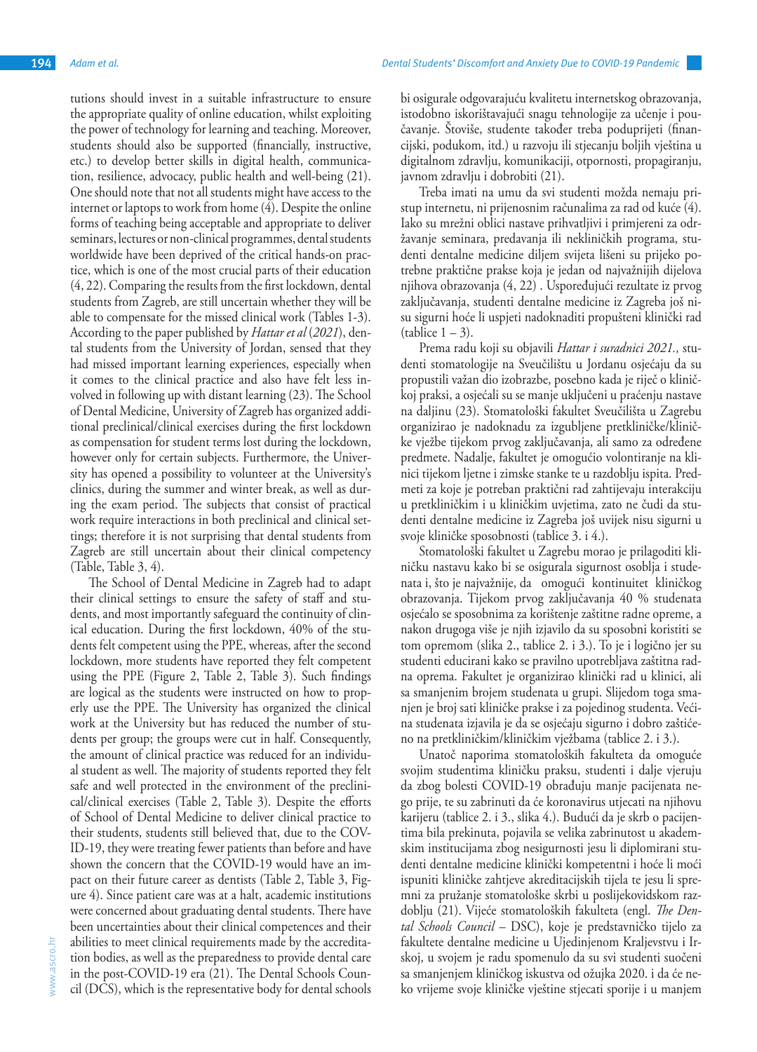tutions should invest in a suitable infrastructure to ensure the appropriate quality of online education, whilst exploiting the power of technology for learning and teaching. Moreover, students should also be supported (financially, instructive, etc.) to develop better skills in digital health, communication, resilience, advocacy, public health and well-being (21). One should note that not all students might have access to the internet or laptops to work from home (4). Despite the online forms of teaching being acceptable and appropriate to deliver seminars, lectures or non-clinical programmes, dental students worldwide have been deprived of the critical hands-on practice, which is one of the most crucial parts of their education (4, 22). Comparing the results from the first lockdown, dental students from Zagreb, are still uncertain whether they will be able to compensate for the missed clinical work (Tables 1-3). According to the paper published by *Hattar et al* (*2021*), dental students from the University of Jordan, sensed that they had missed important learning experiences, especially when it comes to the clinical practice and also have felt less involved in following up with distant learning (23). The School of Dental Medicine, University of Zagreb has organized additional preclinical/clinical exercises during the first lockdown as compensation for student terms lost during the lockdown, however only for certain subjects. Furthermore, the University has opened a possibility to volunteer at the University's clinics, during the summer and winter break, as well as during the exam period. The subjects that consist of practical work require interactions in both preclinical and clinical settings; therefore it is not surprising that dental students from Zagreb are still uncertain about their clinical competency (Table, Table 3, 4).

The School of Dental Medicine in Zagreb had to adapt their clinical settings to ensure the safety of staff and students, and most importantly safeguard the continuity of clinical education. During the first lockdown, 40% of the students felt competent using the PPE, whereas, after the second lockdown, more students have reported they felt competent using the PPE (Figure 2, Table 2, Table 3). Such findings are logical as the students were instructed on how to properly use the PPE. The University has organized the clinical work at the University but has reduced the number of students per group; the groups were cut in half. Consequently, the amount of clinical practice was reduced for an individual student as well. The majority of students reported they felt safe and well protected in the environment of the preclinical/clinical exercises (Table 2, Table 3). Despite the efforts of School of Dental Medicine to deliver clinical practice to their students, students still believed that, due to the COVID-19, they were treating fewer patients than before and have shown the concern that the COVID-19 would have an impact on their future career as dentists (Table 2, Table 3, Figure 4). Since patient care was at a halt, academic institutions were concerned about graduating dental students. There have been uncertainties about their clinical competences and their abilities to meet clinical requirements made by the accreditation bodies, as well as the preparedness to provide dental care in the post-COVID-19 era (21). The Dental Schools Council (DCS), which is the representative body for dental schools

bi osigurale odgovarajuću kvalitetu internetskog obrazovanja, istodobno iskorištavajući snagu tehnologije za učenje i poučavanje. Štoviše, studente također treba poduprijeti (financijski, podukom, itd.) u razvoju ili stjecanju boljih vještina u digitalnom zdravlju, komunikaciji, otpornosti, propagiranju, javnom zdravlju i dobrobiti (21).

Treba imati na umu da svi studenti možda nemaju pristup internetu, ni prijenosnim računalima za rad od kuće (4). Iako su mrežni oblici nastave prihvatljivi i primjereni za održavanje seminara, predavanja ili nekliničkih programa, studenti dentalne medicine diljem svijeta lišeni su prijeko potrebne praktične prakse koja je jedan od najvažnijih dijelova njihova obrazovanja (4, 22) . Uspoređujući rezultate iz prvog zaključavanja, studenti dentalne medicine iz Zagreba još nisu sigurni hoće li uspjeti nadoknaditi propušteni klinički rad (tablice 1 – 3).

Prema radu koji su objavili *Hattar i suradnici 2021.,* studenti stomatologije na Sveučilištu u Jordanu osjećaju da su propustili važan dio izobrazbe, posebno kada je riječ o kliničkoj praksi, a osjećali su se manje uključeni u praćenju nastave na daljinu (23). Stomatološki fakultet Sveučilišta u Zagrebu organizirao je nadoknadu za izgubljene pretkliničke/kliničke vježbe tijekom prvog zaključavanja, ali samo za određene predmete. Nadalje, fakultet je omogućio volontiranje na klinici tijekom ljetne i zimske stanke te u razdoblju ispita. Predmeti za koje je potreban praktični rad zahtijevaju interakciju u pretkliničkim i u kliničkim uvjetima, zato ne čudi da studenti dentalne medicine iz Zagreba još uvijek nisu sigurni u svoje kliničke sposobnosti (tablice 3. i 4.).

Stomatološki fakultet u Zagrebu morao je prilagoditi kliničku nastavu kako bi se osigurala sigurnost osoblja i studenata i, što je najvažnije, da omogući kontinuitet kliničkog obrazovanja. Tijekom prvog zaključavanja 40 % studenata osjećalo se sposobnima za korištenje zaštitne radne opreme, a nakon drugoga više je njih izjavilo da su sposobni koristiti se tom opremom (slika 2., tablice 2. i 3.). To je i logično jer su studenti educirani kako se pravilno upotrebljava zaštitna radna oprema. Fakultet je organizirao klinički rad u klinici, ali sa smanjenim brojem studenata u grupi. Slijedom toga smanjen je broj sati kliničke prakse i za pojedinog studenta. Većina studenata izjavila je da se osjećaju sigurno i dobro zaštićeno na pretkliničkim/kliničkim vježbama (tablice 2. i 3.).

Unatoč naporima stomatoloških fakulteta da omoguće svojim studentima kliničku praksu, studenti i dalje vjeruju da zbog bolesti COVID-19 obrađuju manje pacijenata nego prije, te su zabrinuti da će koronavirus utjecati na njihovu karijeru (tablice 2. i 3., slika 4.). Budući da je skrb o pacijentima bila prekinuta, pojavila se velika zabrinutost u akademskim institucijama zbog nesigurnosti jesu li diplomirani studenti dentalne medicine klinički kompetentni i hoće li moći ispuniti kliničke zahtjeve akreditacijskih tijela te jesu li spremni za pružanje stomatološke skrbi u poslijekovidskom razdoblju (21). Vijeće stomatoloških fakulteta (engl. *The Dental Schools Council* – DSC), koje je predstavničko tijelo za fakultete dentalne medicine u Ujedinjenom Kraljevstvu i Irskoj, u svojem je radu spomenulo da su svi studenti suočeni sa smanjenjem kliničkog iskustva od ožujka 2020. i da će neko vrijeme svoje kliničke vještine stjecati sporije i u manjem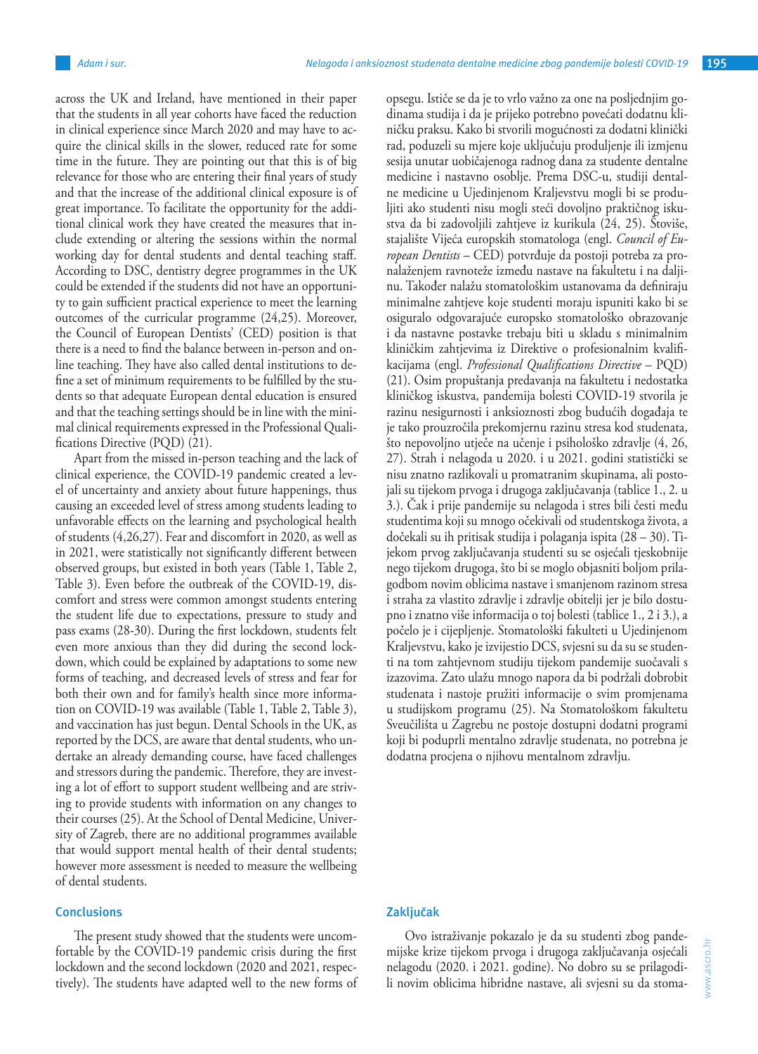across the UK and Ireland, have mentioned in their paper that the students in all year cohorts have faced the reduction in clinical experience since March 2020 and may have to acquire the clinical skills in the slower, reduced rate for some time in the future. They are pointing out that this is of big relevance for those who are entering their final years of study and that the increase of the additional clinical exposure is of great importance. To facilitate the opportunity for the additional clinical work they have created the measures that include extending or altering the sessions within the normal working day for dental students and dental teaching staff. According to DSC, dentistry degree programmes in the UK could be extended if the students did not have an opportunity to gain sufficient practical experience to meet the learning outcomes of the curricular programme (24,25). Moreover, the Council of European Dentists' (CED) position is that there is a need to find the balance between in-person and online teaching. They have also called dental institutions to define a set of minimum requirements to be fulfilled by the students so that adequate European dental education is ensured and that the teaching settings should be in line with the minimal clinical requirements expressed in the Professional Qualifications Directive (PQD) (21).

Apart from the missed in-person teaching and the lack of clinical experience, the COVID-19 pandemic created a level of uncertainty and anxiety about future happenings, thus causing an exceeded level of stress among students leading to unfavorable effects on the learning and psychological health of students (4,26,27). Fear and discomfort in 2020, as well as in 2021, were statistically not significantly different between observed groups, but existed in both years (Table 1, Table 2, Table 3). Even before the outbreak of the COVID-19, discomfort and stress were common amongst students entering the student life due to expectations, pressure to study and pass exams (28-30). During the first lockdown, students felt even more anxious than they did during the second lockdown, which could be explained by adaptations to some new forms of teaching, and decreased levels of stress and fear for both their own and for family's health since more information on COVID-19 was available (Table 1, Table 2, Table 3), and vaccination has just begun. Dental Schools in the UK, as reported by the DCS, are aware that dental students, who undertake an already demanding course, have faced challenges and stressors during the pandemic. Therefore, they are investing a lot of effort to support student wellbeing and are striving to provide students with information on any changes to their courses (25). At the School of Dental Medicine, University of Zagreb, there are no additional programmes available that would support mental health of their dental students; however more assessment is needed to measure the wellbeing of dental students.

## Conclusions

The present study showed that the students were uncomfortable by the COVID-19 pandemic crisis during the first lockdown and the second lockdown (2020 and 2021, respectively). The students have adapted well to the new forms of

opsegu. Ističe se da je to vrlo važno za one na posljednjim godinama studija i da je prijeko potrebno povećati dodatnu kliničku praksu. Kako bi stvorili mogućnosti za dodatni klinički rad, poduzeli su mjere koje uključuju produljenje ili izmjenu sesija unutar uobičajenoga radnog dana za studente dentalne medicine i nastavno osoblje. Prema DSC-u, studiji dentalne medicine u Ujedinjenom Kraljevstvu mogli bi se produljiti ako studenti nisu mogli steći dovoljno praktičnog iskustva da bi zadovoljili zahtjeve iz kurikula (24, 25). Štoviše, stajalište Vijeća europskih stomatologa (engl. *Council of European Dentists* – CED) potvrđuje da postoji potreba za pronalaženjem ravnoteže između nastave na fakultetu i na daljinu. Također nalažu stomatološkim ustanovama da definiraju minimalne zahtjeve koje studenti moraju ispuniti kako bi se osiguralo odgovarajuće europsko stomatološko obrazovanje i da nastavne postavke trebaju biti u skladu s minimalnim kliničkim zahtjevima iz Direktive o profesionalnim kvalifikacijama (engl. *Professional Qualifications Directive* – PQD) (21). Osim propuštanja predavanja na fakultetu i nedostatka kliničkog iskustva, pandemija bolesti COVID-19 stvorila je razinu nesigurnosti i anksioznosti zbog budućih događaja te je tako prouzročila prekomjernu razinu stresa kod studenata, što nepovoljno utječe na učenje i psihološko zdravlje (4, 26, 27). Strah i nelagoda u 2020. i u 2021. godini statistički se nisu znatno razlikovali u promatranim skupinama, ali postojali su tijekom prvoga i drugoga zaključavanja (tablice 1., 2. u 3.). Čak i prije pandemije su nelagoda i stres bili česti među studentima koji su mnogo očekivali od studentskoga života, a dočekali su ih pritisak studija i polaganja ispita (28 – 30). Tijekom prvog zaključavanja studenti su se osjećali tjeskobnije nego tijekom drugoga, što bi se moglo objasniti boljom prilagodbom novim oblicima nastave i smanjenom razinom stresa i straha za vlastito zdravlje i zdravlje obitelji jer je bilo dostupno i znatno više informacija o toj bolesti (tablice 1., 2 i 3.), a počelo je i cijepljenje. Stomatološki fakulteti u Ujedinjenom Kraljevstvu, kako je izvijestio DCS, svjesni su da su se studenti na tom zahtjevnom studiju tijekom pandemije suočavali s izazovima. Zato ulažu mnogo napora da bi podržali dobrobit studenata i nastoje pružiti informacije o svim promjenama u studijskom programu (25). Na Stomatološkom fakultetu Sveučilišta u Zagrebu ne postoje dostupni dodatni programi koji bi poduprli mentalno zdravlje studenata, no potrebna je dodatna procjena o njihovu mentalnom zdravlju.

## Zaključak

Ovo istraživanje pokazalo je da su studenti zbog pandemijske krize tijekom prvoga i drugoga zaključavanja osjećali nelagodu (2020. i 2021. godine). No dobro su se prilagodili novim oblicima hibridne nastave, ali svjesni su da stoma-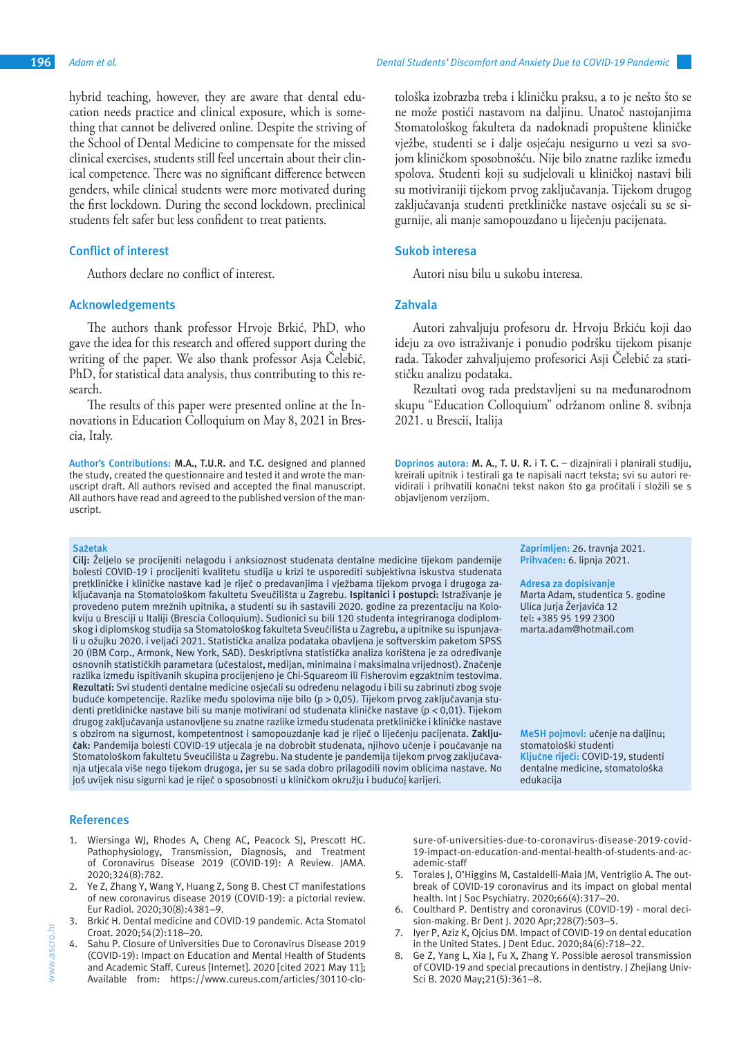hybrid teaching, however, they are aware that dental education needs practice and clinical exposure, which is something that cannot be delivered online. Despite the striving of the School of Dental Medicine to compensate for the missed clinical exercises, students still feel uncertain about their clinical competence. There was no significant difference between genders, while clinical students were more motivated during the first lockdown. During the second lockdown, preclinical students felt safer but less confident to treat patients.

## Conflict of interest

Authors declare no conflict of interest.

## Acknowledgements

The authors thank professor Hrvoje Brkić, PhD, who gave the idea for this research and offered support during the writing of the paper. We also thank professor Asja Čelebić, PhD, for statistical data analysis, thus contributing to this research.

The results of this paper were presented online at the Innovations in Education Colloquium on May 8, 2021 in Brescia, Italy.

**Author's Contributions:** **M.A., T.U.R.** and **T.C.** designed and planned the study, created the questionnaire and tested it and wrote the manuscript draft. All authors revised and accepted the final manuscript. All authors have read and agreed to the published version of the manuscript.

tološka izobrazba treba i kliničku praksu, a to je nešto što se ne može postići nastavom na daljinu. Unatoč nastojanjima Stomatološkog fakulteta da nadoknadi propuštene kliničke vježbe, studenti se i dalje osjećaju nesigurno u vezi sa svojom kliničkom sposobnošću. Nije bilo znatne razlike između spolova. Studenti koji su sudjelovali u kliničkoj nastavi bili su motivirani tijekom prvog zaključavanja. Tijekom drugog zaključavanja studenti pretkliničke nastave osjećali su se sigurnije, ali manje samopouzdano u liječenju pacijenata.

## Sukob interesa

Autori nisu bilu u sukobu interesa.

## Zahvala

Autori zahvaljuju profesoru dr. Hrvoju Brkiću koji dao ideju za ovo istraživanje i ponudio podršku tijekom pisanje rada. Također zahvaljujemo profesorici Asji Čelebić za statističku analizu podataka.

Rezultati ovog rada predstavljeni su na međunarodnom skupu "Education Colloquium" održanom online 8. svibnja 2021. u Brescii, Italija

**Doprinos autora:** **M. A., T. U. R.** i **T. C.** – dizajnirali i planirali studiju, kreirali upitnik i testirali ga te napisali nacrt teksta; svi su autori revidirali i prihvatili konačni tekst nakon što ga pročitali i složili se s objavljenom verzijom.

**Sažetak**

**Cilj:** Željelo se procijeniti nelagodu i anksioznost studenata dentalne medicine tijekom pandemije bolesti COVID-19 i procijeniti kvalitetu studija u krizi te usporediti subjektivna iskustva studenata pretkliničke i kliničke nastave kad je riječ o predavanjima i vježbama tijekom prvoga i drugoga zaključavanja na Stomatološkom fakultetu Sveučilišta u Zagrebu. **Ispitanici i postupci:** Istraživanje je provedeno putem mrežnih upitnika, a studenti su ih sastavili 2020. godine za prezentaciju na Kolokviju u Bresciji u Italiji (Brescia Colloquium). Sudionici su bili 120 studenta integriranoga dodiplomskog i diplomskog studija sa Stomatološkog fakulteta Sveučilišta u Zagrebu, a upitnike su ispunjavali u ožujku 2020. i veljači 2021. Statistička analiza podataka obavljena je softverskim paketom SPSS 20 (IBM Corp., Armonk, New York, SAD). Deskriptivna statistička analiza korištena je za određivanje osnovnih statističkih parametara (učestalost, medijan, minimalna i maksimalna vrijednost). Značenje razlika između ispitivanih skupina procijenjeno je Chi-Squareom ili Fisherovim egzaktnim testovima. **Rezultati:** Svi studenti dentalne medicine osjećali su određenu nelagodu i bili su zabrinuti zbog svoje buduće kompetencije. Razlike među spolovima nije bilo ($p > 0,05$). Tijekom prvog zaključavanja studenti pretkliničke nastave bili su manje motivirani od studenata kliničke nastave ($p < 0,01$). Tijekom drugog zaključavanja ustanovljene su znatne razlike između studenata pretkliničke i kliničke nastave s obzirom na sigurnost, kompetentnost i samopouzdanje kad je riječ o liječenju pacijenata. **Zaključak:** Pandemija bolesti COVID-19 utjecala je na dobrobit studenata, njihovo učenje i poučavanje na Stomatološkom fakultetu Sveučilišta u Zagrebu. Na studente je pandemija tijekom prvog zaključavanja utjecala više nego tijekom drugoga, jer su se sada dobro prilagodili novim oblicima nastave. No još uvijek nisu sigurni kad je riječ o sposobnosti u kliničkom okružju i budućoj karijeri.

**Zaprimljen:** 26. travnja 2021.
**Prihvaćen:** 6. lipnja 2021.

**Adresa za dopisivanje**
Marta Adam, studentica 5. godine
Ulica Jurja Žerjavića 12
tel: +385 95 199 2300
marta.adam@hotmail.com

**MeSH pojmovi:** učenje na daljinu; stomatološki studenti
**Ključne riječi:** COVID-19, studenti dentalne medicine, stomatološka edukacija

## References

1. Wiersinga WJ, Rhodes A, Cheng AC, Peacock SJ, Prescott HC. Pathophysiology, Transmission, Diagnosis, and Treatment of Coronavirus Disease 2019 (COVID-19): A Review. JAMA. 2020;324(8):782.
2. Ye Z, Zhang Y, Wang Y, Huang Z, Song B. Chest CT manifestations of new coronavirus disease 2019 (COVID-19): a pictorial review. Eur Radiol. 2020;30(8):4381–9.
3. Brkić H. Dental medicine and COVID-19 pandemic. Acta Stomatol Croat. 2020;54(2):118–20.
4. Sahu P. Closure of Universities Due to Coronavirus Disease 2019 (COVID-19): Impact on Education and Mental Health of Students and Academic Staff. Cureus [Internet]. 2020 [cited 2021 May 11]; Available from: https://www.cureus.com/articles/30110-closure-of-universities-due-to-coronavirus-disease-2019-covid-19-impact-on-education-and-mental-health-of-students-and-academic-staff
5. Torales J, O'Higgins M, Castaldelli-Maia JM, Ventriglio A. The outbreak of COVID-19 coronavirus and its impact on global mental health. Int J Soc Psychiatry. 2020;66(4):317–20.
6. Coulthard P. Dentistry and coronavirus (COVID-19) - moral decision-making. Br Dent J. 2020 Apr;228(7):503–5.
7. Iyer P, Aziz K, Ojcius DM. Impact of COVID-19 on dental education in the United States. J Dent Educ. 2020;84(6):718–22.
8. Ge Z, Yang L, Xia J, Fu X, Zhang Y. Possible aerosol transmission of COVID-19 and special precautions in dentistry. J Zhejiang Univ-Sci B. 2020 May;21(5):361–8.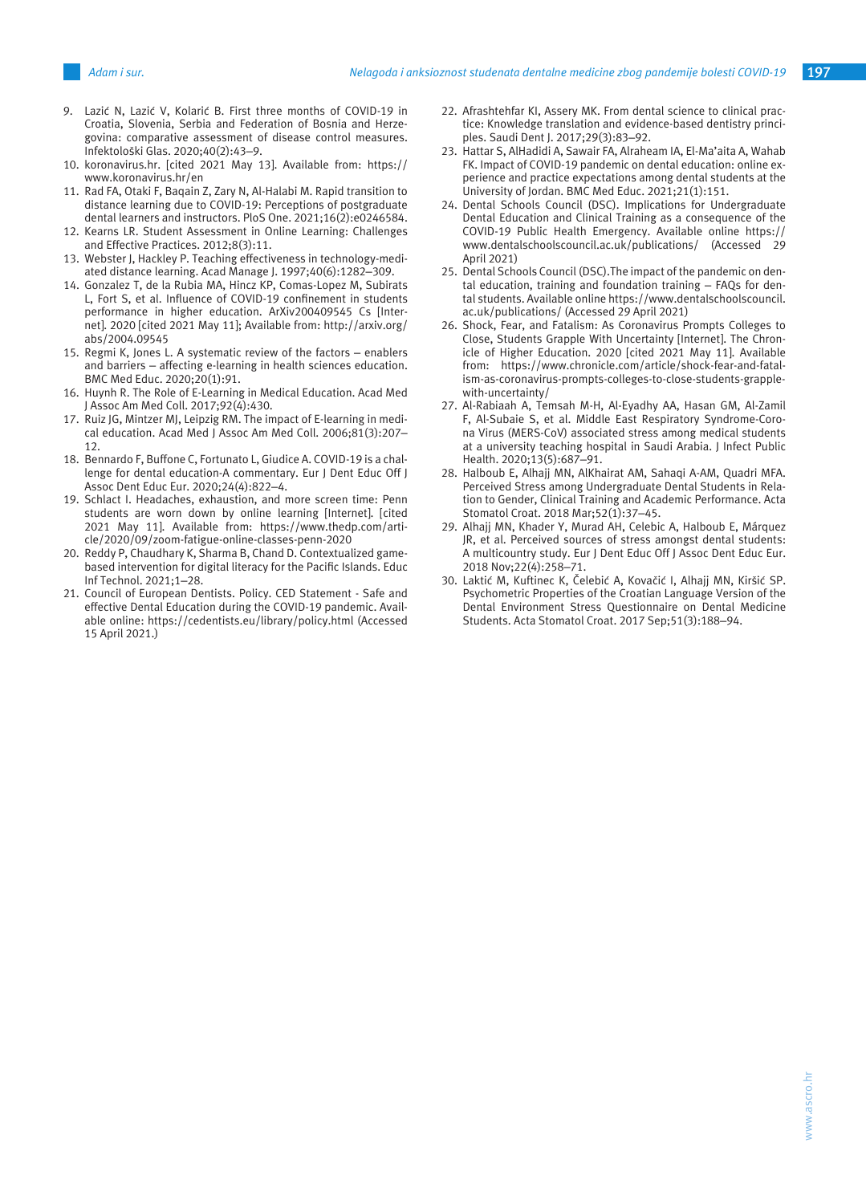9. Lazić N, Lazić V, Kolarić B. First three months of COVID-19 in Croatia, Slovenia, Serbia and Federation of Bosnia and Herzegovina: comparative assessment of disease control measures. Infektološki Glas. 2020;40(2):43–9.
10. koronavirus.hr. [cited 2021 May 13]. Available from: https://www.koronavirus.hr/en
11. Rad FA, Otaki F, Baqain Z, Zary N, Al-Halabi M. Rapid transition to distance learning due to COVID-19: Perceptions of postgraduate dental learners and instructors. PloS One. 2021;16(2):e0246584.
12. Kearns LR. Student Assessment in Online Learning: Challenges and Effective Practices. 2012;8(3):11.
13. Webster J, Hackley P. Teaching effectiveness in technology-mediated distance learning. Acad Manage J. 1997;40(6):1282–309.
14. Gonzalez T, de la Rubia MA, Hincz KP, Comas-Lopez M, Subirats L, Fort S, et al. Influence of COVID-19 confinement in students performance in higher education. ArXiv200409545 Cs [Internet]. 2020 [cited 2021 May 11]; Available from: http://arxiv.org/abs/2004.09545
15. Regmi K, Jones L. A systematic review of the factors – enablers and barriers – affecting e-learning in health sciences education. BMC Med Educ. 2020;20(1):91.
16. Huynh R. The Role of E-Learning in Medical Education. Acad Med J Assoc Am Med Coll. 2017;92(4):430.
17. Ruiz JG, Mintzer MJ, Leipzig RM. The impact of E-learning in medical education. Acad Med J Assoc Am Med Coll. 2006;81(3):207–12.
18. Bennardo F, Buffone C, Fortunato L, Giudice A. COVID-19 is a challenge for dental education-A commentary. Eur J Dent Educ Off J Assoc Dent Educ Eur. 2020;24(4):822–4.
19. Schlact I. Headaches, exhaustion, and more screen time: Penn students are worn down by online learning [Internet]. [cited 2021 May 11]. Available from: https://www.thedp.com/article/2020/09/zoom-fatigue-online-classes-penn-2020
20. Reddy P, Chaudhary K, Sharma B, Chand D. Contextualized game-based intervention for digital literacy for the Pacific Islands. Educ Inf Technol. 2021;1–28.
21. Council of European Dentists. Policy. CED Statement - Safe and effective Dental Education during the COVID-19 pandemic. Available online: https://cedentists.eu/library/policy.html (Accessed 15 April 2021.)
22. Afrashtehfar KI, Assery MK. From dental science to clinical practice: Knowledge translation and evidence-based dentistry principles. Saudi Dent J. 2017;29(3):83–92.
23. Hattar S, AlHadidi A, Sawair FA, Alraheam IA, El-Ma'aita A, Wahab FK. Impact of COVID-19 pandemic on dental education: online experience and practice expectations among dental students at the University of Jordan. BMC Med Educ. 2021;21(1):151.
24. Dental Schools Council (DSC). Implications for Undergraduate Dental Education and Clinical Training as a consequence of the COVID-19 Public Health Emergency. Available online https://www.dentalschoolscouncil.ac.uk/publications/ (Accessed 29 April 2021)
25. Dental Schools Council (DSC).The impact of the pandemic on dental education, training and foundation training – FAQs for dental students. Available online https://www.dentalschoolscouncil.ac.uk/publications/ (Accessed 29 April 2021)
26. Shock, Fear, and Fatalism: As Coronavirus Prompts Colleges to Close, Students Grapple With Uncertainty [Internet]. The Chronicle of Higher Education. 2020 [cited 2021 May 11]. Available from: https://www.chronicle.com/article/shock-fear-and-fatalism-as-coronavirus-prompts-colleges-to-close-students-grapple-with-uncertainty/
27. Al-Rabiaah A, Temsah M-H, Al-Eyadhy AA, Hasan GM, Al-Zamil F, Al-Subaie S, et al. Middle East Respiratory Syndrome-Corona Virus (MERS-CoV) associated stress among medical students at a university teaching hospital in Saudi Arabia. J Infect Public Health. 2020;13(5):687–91.
28. Halboub E, Alhajj MN, AlKhairat AM, Sahaqi A-AM, Quadri MFA. Perceived Stress among Undergraduate Dental Students in Relation to Gender, Clinical Training and Academic Performance. Acta Stomatol Croat. 2018 Mar;52(1):37–45.
29. Alhajj MN, Khader Y, Murad AH, Celebic A, Halboub E, Márquez JR, et al. Perceived sources of stress amongst dental students: A multicountry study. Eur J Dent Educ Off J Assoc Dent Educ Eur. 2018 Nov;22(4):258–71.
30. Laktić M, Kuftinec K, Čelebić A, Kovačić I, Alhajj MN, Kiršić SP. Psychometric Properties of the Croatian Language Version of the Dental Environment Stress Questionnaire on Dental Medicine Students. Acta Stomatol Croat. 2017 Sep;51(3):188–94.